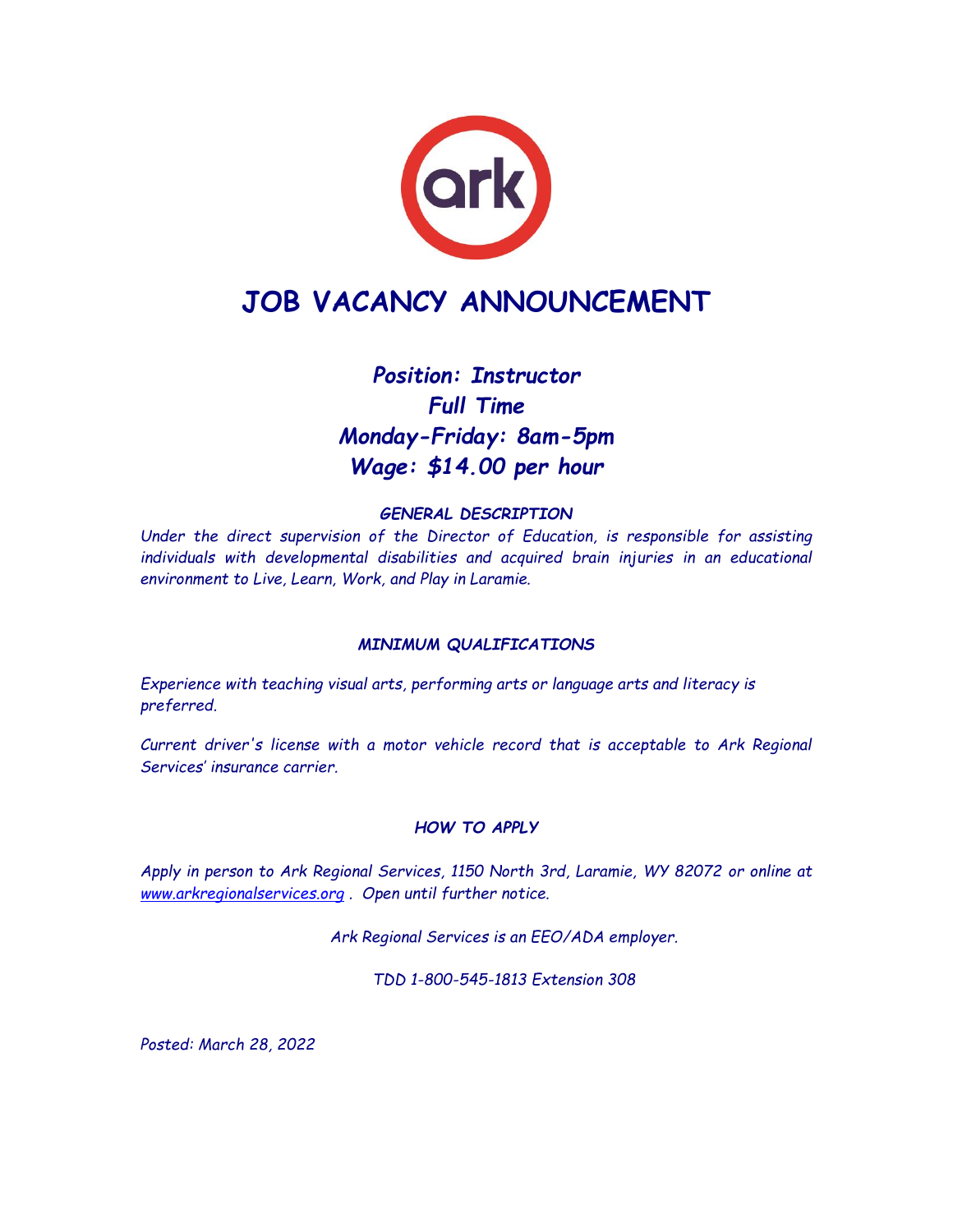# JOB VACANCY ANNOUNCEMENT

***Position: Instructor***
***Full Time***
***Monday-Friday: 8am-5pm***
***Wage: $14.00 per hour***

### *GENERAL DESCRIPTION*

*Under the direct supervision of the Director of Education, is responsible for assisting individuals with developmental disabilities and acquired brain injuries in an educational environment to Live, Learn, Work, and Play in Laramie.*

### *MINIMUM QUALIFICATIONS*

*Experience with teaching visual arts, performing arts or language arts and literacy is preferred.*

*Current driver's license with a motor vehicle record that is acceptable to Ark Regional Services' insurance carrier.*

### *HOW TO APPLY*

*Apply in person to Ark Regional Services, 1150 North 3rd, Laramie, WY 82072 or online at [www.arkregionalservices.org](http://www.arkregionalservices.org) . Open until further notice.*

*Ark Regional Services is an EEO/ADA employer.*

*TDD 1-800-545-1813 Extension 308*

*Posted: March 28, 2022*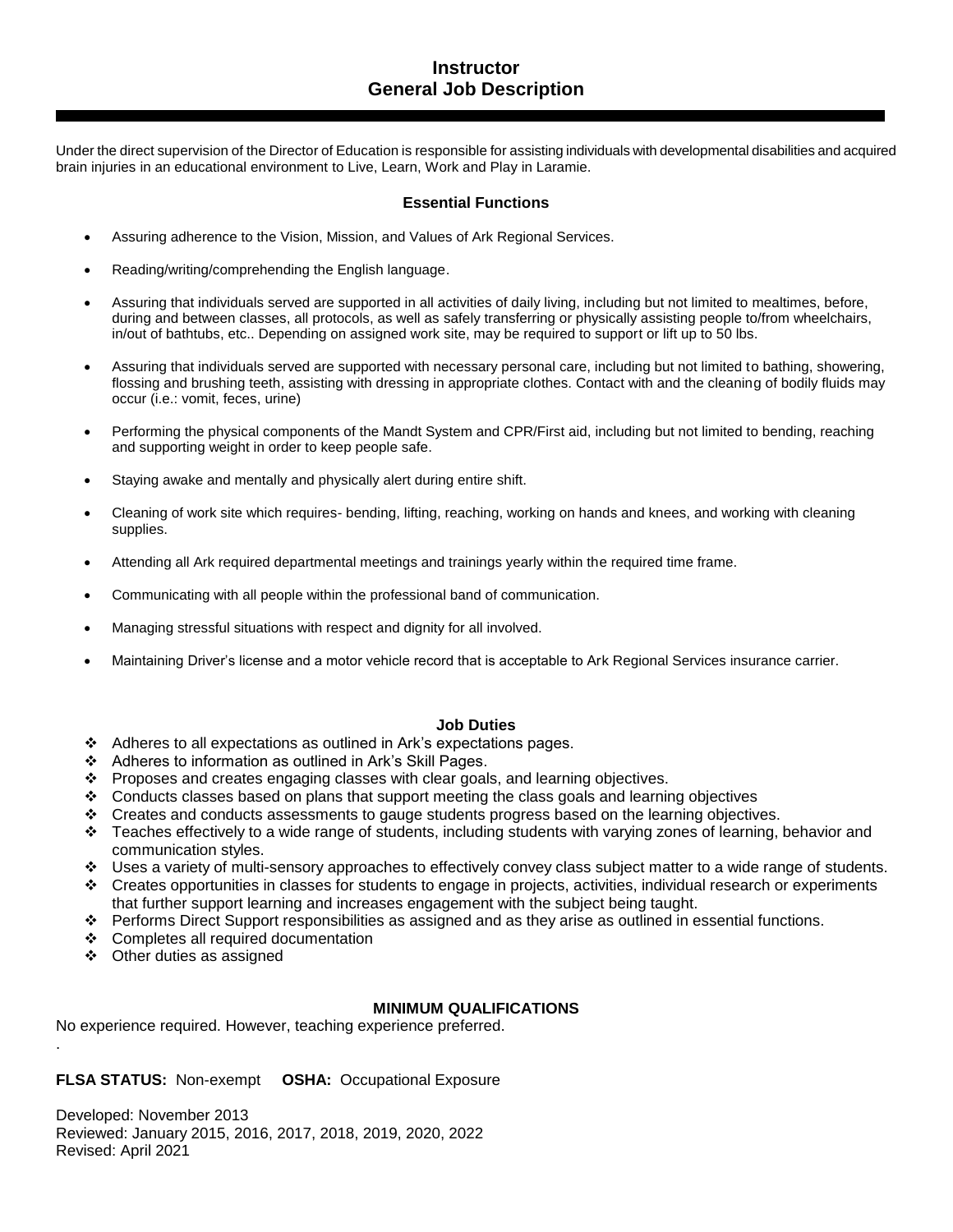# Instructor
# General Job Description

Under the direct supervision of the Director of Education is responsible for assisting individuals with developmental disabilities and acquired brain injuries in an educational environment to Live, Learn, Work and Play in Laramie.

### Essential Functions

- Assuring adherence to the Vision, Mission, and Values of Ark Regional Services.
- Reading/writing/comprehending the English language.
- Assuring that individuals served are supported in all activities of daily living, including but not limited to mealtimes, before, during and between classes, all protocols, as well as safely transferring or physically assisting people to/from wheelchairs, in/out of bathtubs, etc.. Depending on assigned work site, may be required to support or lift up to 50 lbs.
- Assuring that individuals served are supported with necessary personal care, including but not limited to bathing, showering, flossing and brushing teeth, assisting with dressing in appropriate clothes. Contact with and the cleaning of bodily fluids may occur (i.e.: vomit, feces, urine)
- Performing the physical components of the Mandt System and CPR/First aid, including but not limited to bending, reaching and supporting weight in order to keep people safe.
- Staying awake and mentally and physically alert during entire shift.
- Cleaning of work site which requires- bending, lifting, reaching, working on hands and knees, and working with cleaning supplies.
- Attending all Ark required departmental meetings and trainings yearly within the required time frame.
- Communicating with all people within the professional band of communication.
- Managing stressful situations with respect and dignity for all involved.
- Maintaining Driver's license and a motor vehicle record that is acceptable to Ark Regional Services insurance carrier.

### Job Duties

- Adheres to all expectations as outlined in Ark's expectations pages.
- Adheres to information as outlined in Ark's Skill Pages.
- Proposes and creates engaging classes with clear goals, and learning objectives.
- Conducts classes based on plans that support meeting the class goals and learning objectives
- Creates and conducts assessments to gauge students progress based on the learning objectives.
- Teaches effectively to a wide range of students, including students with varying zones of learning, behavior and communication styles.
- Uses a variety of multi-sensory approaches to effectively convey class subject matter to a wide range of students.
- Creates opportunities in classes for students to engage in projects, activities, individual research or experiments that further support learning and increases engagement with the subject being taught.
- Performs Direct Support responsibilities as assigned and as they arise as outlined in essential functions.
- Completes all required documentation
- Other duties as assigned

### MINIMUM QUALIFICATIONS

No experience required. However, teaching experience preferred.

.

**FLSA STATUS:** Non-exempt **OSHA:** Occupational Exposure

Developed: November 2013
Reviewed: January 2015, 2016, 2017, 2018, 2019, 2020, 2022
Revised: April 2021